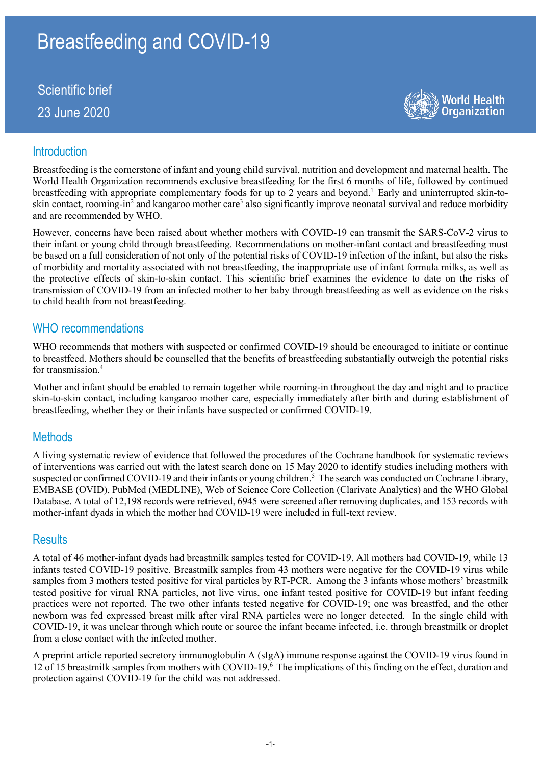# Breastfeeding and COVID-19

Scientific brief

23 June 2020

## Introduction

Breastfeeding is the cornerstone of infant and young child survival, nutrition and development and maternal health. The World Health Organization recommends exclusive breastfeeding for the first 6 months of life, followed by continued breastfeeding with appropriate complementary foods for up to 2 years and beyond.[1] Early and uninterrupted skin-to-skin contact, rooming-in[2] and kangaroo mother care[3] also significantly improve neonatal survival and reduce morbidity and are recommended by WHO.

However, concerns have been raised about whether mothers with COVID-19 can transmit the SARS-CoV-2 virus to their infant or young child through breastfeeding. Recommendations on mother-infant contact and breastfeeding must be based on a full consideration of not only of the potential risks of COVID-19 infection of the infant, but also the risks of morbidity and mortality associated with not breastfeeding, the inappropriate use of infant formula milks, as well as the protective effects of skin-to-skin contact. This scientific brief examines the evidence to date on the risks of transmission of COVID-19 from an infected mother to her baby through breastfeeding as well as evidence on the risks to child health from not breastfeeding.

## WHO recommendations

WHO recommends that mothers with suspected or confirmed COVID-19 should be encouraged to initiate or continue to breastfeed. Mothers should be counselled that the benefits of breastfeeding substantially outweigh the potential risks for transmission.[4]

Mother and infant should be enabled to remain together while rooming-in throughout the day and night and to practice skin-to-skin contact, including kangaroo mother care, especially immediately after birth and during establishment of breastfeeding, whether they or their infants have suspected or confirmed COVID-19.

## Methods

A living systematic review of evidence that followed the procedures of the Cochrane handbook for systematic reviews of interventions was carried out with the latest search done on 15 May 2020 to identify studies including mothers with suspected or confirmed COVID-19 and their infants or young children.[5] The search was conducted on Cochrane Library, EMBASE (OVID), PubMed (MEDLINE), Web of Science Core Collection (Clarivate Analytics) and the WHO Global Database. A total of 12,198 records were retrieved, 6945 were screened after removing duplicates, and 153 records with mother-infant dyads in which the mother had COVID-19 were included in full-text review.

## Results

A total of 46 mother-infant dyads had breastmilk samples tested for COVID-19. All mothers had COVID-19, while 13 infants tested COVID-19 positive. Breastmilk samples from 43 mothers were negative for the COVID-19 virus while samples from 3 mothers tested positive for viral particles by RT-PCR. Among the 3 infants whose mothers' breastmilk tested positive for virual RNA particles, not live virus, one infant tested positive for COVID-19 but infant feeding practices were not reported. The two other infants tested negative for COVID-19; one was breastfed, and the other newborn was fed expressed breast milk after viral RNA particles were no longer detected. In the single child with COVID-19, it was unclear through which route or source the infant became infected, i.e. through breastmilk or droplet from a close contact with the infected mother.

A preprint article reported secretory immunoglobulin A (sIgA) immune response against the COVID-19 virus found in 12 of 15 breastmilk samples from mothers with COVID-19.[6] The implications of this finding on the effect, duration and protection against COVID-19 for the child was not addressed.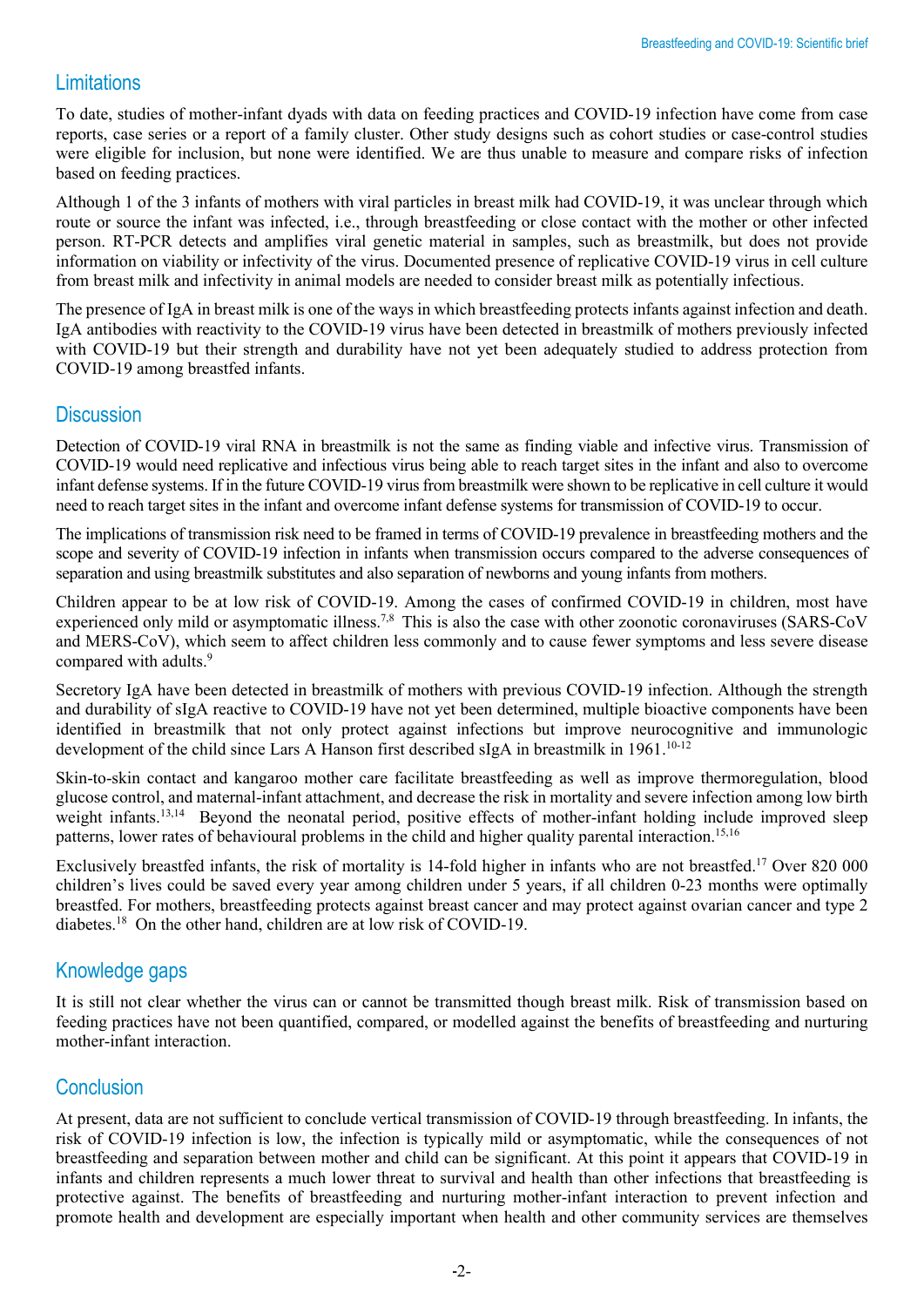## Limitations

To date, studies of mother-infant dyads with data on feeding practices and COVID-19 infection have come from case reports, case series or a report of a family cluster. Other study designs such as cohort studies or case-control studies were eligible for inclusion, but none were identified. We are thus unable to measure and compare risks of infection based on feeding practices.

Although 1 of the 3 infants of mothers with viral particles in breast milk had COVID-19, it was unclear through which route or source the infant was infected, i.e., through breastfeeding or close contact with the mother or other infected person. RT-PCR detects and amplifies viral genetic material in samples, such as breastmilk, but does not provide information on viability or infectivity of the virus. Documented presence of replicative COVID-19 virus in cell culture from breast milk and infectivity in animal models are needed to consider breast milk as potentially infectious.

The presence of IgA in breast milk is one of the ways in which breastfeeding protects infants against infection and death. IgA antibodies with reactivity to the COVID-19 virus have been detected in breastmilk of mothers previously infected with COVID-19 but their strength and durability have not yet been adequately studied to address protection from COVID-19 among breastfed infants.

## Discussion

Detection of COVID-19 viral RNA in breastmilk is not the same as finding viable and infective virus. Transmission of COVID-19 would need replicative and infectious virus being able to reach target sites in the infant and also to overcome infant defense systems. If in the future COVID-19 virus from breastmilk were shown to be replicative in cell culture it would need to reach target sites in the infant and overcome infant defense systems for transmission of COVID-19 to occur.

The implications of transmission risk need to be framed in terms of COVID-19 prevalence in breastfeeding mothers and the scope and severity of COVID-19 infection in infants when transmission occurs compared to the adverse consequences of separation and using breastmilk substitutes and also separation of newborns and young infants from mothers.

Children appear to be at low risk of COVID-19. Among the cases of confirmed COVID-19 in children, most have experienced only mild or asymptomatic illness.[7,8] This is also the case with other zoonotic coronaviruses (SARS-CoV and MERS-CoV), which seem to affect children less commonly and to cause fewer symptoms and less severe disease compared with adults.[9]

Secretory IgA have been detected in breastmilk of mothers with previous COVID-19 infection. Although the strength and durability of sIgA reactive to COVID-19 have not yet been determined, multiple bioactive components have been identified in breastmilk that not only protect against infections but improve neurocognitive and immunologic development of the child since Lars A Hanson first described sIgA in breastmilk in 1961.[10-12]

Skin-to-skin contact and kangaroo mother care facilitate breastfeeding as well as improve thermoregulation, blood glucose control, and maternal-infant attachment, and decrease the risk in mortality and severe infection among low birth weight infants.[13,14] Beyond the neonatal period, positive effects of mother-infant holding include improved sleep patterns, lower rates of behavioural problems in the child and higher quality parental interaction.[15,16]

Exclusively breastfed infants, the risk of mortality is 14-fold higher in infants who are not breastfed.[17] Over 820 000 children's lives could be saved every year among children under 5 years, if all children 0-23 months were optimally breastfed. For mothers, breastfeeding protects against breast cancer and may protect against ovarian cancer and type 2 diabetes.[18] On the other hand, children are at low risk of COVID-19.

## Knowledge gaps

It is still not clear whether the virus can or cannot be transmitted though breast milk. Risk of transmission based on feeding practices have not been quantified, compared, or modelled against the benefits of breastfeeding and nurturing mother-infant interaction.

## Conclusion

At present, data are not sufficient to conclude vertical transmission of COVID-19 through breastfeeding. In infants, the risk of COVID-19 infection is low, the infection is typically mild or asymptomatic, while the consequences of not breastfeeding and separation between mother and child can be significant. At this point it appears that COVID-19 in infants and children represents a much lower threat to survival and health than other infections that breastfeeding is protective against. The benefits of breastfeeding and nurturing mother-infant interaction to prevent infection and promote health and development are especially important when health and other community services are themselves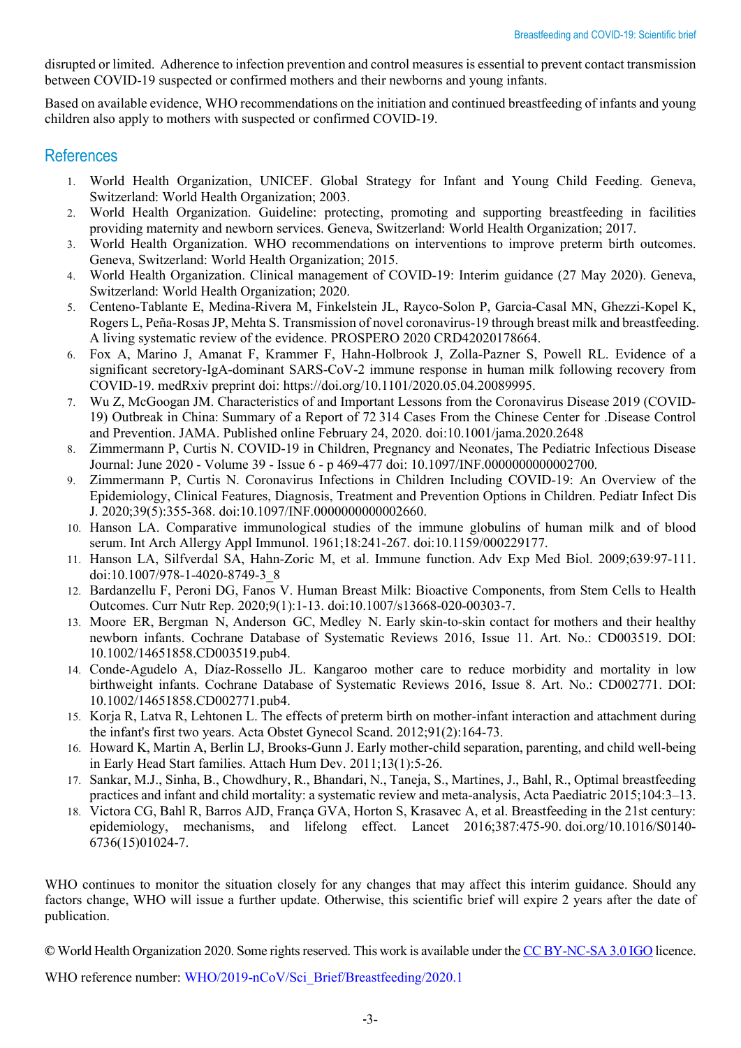disrupted or limited. Adherence to infection prevention and control measures is essential to prevent contact transmission between COVID-19 suspected or confirmed mothers and their newborns and young infants.

Based on available evidence, WHO recommendations on the initiation and continued breastfeeding of infants and young children also apply to mothers with suspected or confirmed COVID-19.

## References

1. World Health Organization, UNICEF. Global Strategy for Infant and Young Child Feeding. Geneva, Switzerland: World Health Organization; 2003.
2. World Health Organization. Guideline: protecting, promoting and supporting breastfeeding in facilities providing maternity and newborn services. Geneva, Switzerland: World Health Organization; 2017.
3. World Health Organization. WHO recommendations on interventions to improve preterm birth outcomes. Geneva, Switzerland: World Health Organization; 2015.
4. World Health Organization. Clinical management of COVID-19: Interim guidance (27 May 2020). Geneva, Switzerland: World Health Organization; 2020.
5. Centeno-Tablante E, Medina-Rivera M, Finkelstein JL, Rayco-Solon P, Garcia-Casal MN, Ghezzi-Kopel K, Rogers L, Peña-Rosas JP, Mehta S. Transmission of novel coronavirus-19 through breast milk and breastfeeding. A living systematic review of the evidence. PROSPERO 2020 CRD42020178664.
6. Fox A, Marino J, Amanat F, Krammer F, Hahn-Holbrook J, Zolla-Pazner S, Powell RL. Evidence of a significant secretory-IgA-dominant SARS-CoV-2 immune response in human milk following recovery from COVID-19. medRxiv preprint doi: https://doi.org/10.1101/2020.05.04.20089995.
7. Wu Z, McGoogan JM. Characteristics of and Important Lessons from the Coronavirus Disease 2019 (COVID-19) Outbreak in China: Summary of a Report of 72 314 Cases From the Chinese Center for .Disease Control and Prevention. JAMA. Published online February 24, 2020. doi:10.1001/jama.2020.2648
8. Zimmermann P, Curtis N. COVID-19 in Children, Pregnancy and Neonates, The Pediatric Infectious Disease Journal: June 2020 - Volume 39 - Issue 6 - p 469-477 doi: 10.1097/INF.0000000000002700.
9. Zimmermann P, Curtis N. Coronavirus Infections in Children Including COVID-19: An Overview of the Epidemiology, Clinical Features, Diagnosis, Treatment and Prevention Options in Children. Pediatr Infect Dis J. 2020;39(5):355-368. doi:10.1097/INF.0000000000002660.
10. Hanson LA. Comparative immunological studies of the immune globulins of human milk and of blood serum. Int Arch Allergy Appl Immunol. 1961;18:241-267. doi:10.1159/000229177.
11. Hanson LA, Silfverdal SA, Hahn-Zoric M, et al. Immune function. Adv Exp Med Biol. 2009;639:97-111. doi:10.1007/978-1-4020-8749-3_8
12. Bardanzellu F, Peroni DG, Fanos V. Human Breast Milk: Bioactive Components, from Stem Cells to Health Outcomes. Curr Nutr Rep. 2020;9(1):1-13. doi:10.1007/s13668-020-00303-7.
13. Moore ER, Bergman N, Anderson GC, Medley N. Early skin-to-skin contact for mothers and their healthy newborn infants. Cochrane Database of Systematic Reviews 2016, Issue 11. Art. No.: CD003519. DOI: 10.1002/14651858.CD003519.pub4.
14. Conde-Agudelo A, Díaz-Rossello JL. Kangaroo mother care to reduce morbidity and mortality in low birthweight infants. Cochrane Database of Systematic Reviews 2016, Issue 8. Art. No.: CD002771. DOI: 10.1002/14651858.CD002771.pub4.
15. Korja R, Latva R, Lehtonen L. The effects of preterm birth on mother-infant interaction and attachment during the infant's first two years. Acta Obstet Gynecol Scand. 2012;91(2):164-73.
16. Howard K, Martin A, Berlin LJ, Brooks-Gunn J. Early mother-child separation, parenting, and child well-being in Early Head Start families. Attach Hum Dev. 2011;13(1):5-26.
17. Sankar, M.J., Sinha, B., Chowdhury, R., Bhandari, N., Taneja, S., Martines, J., Bahl, R., Optimal breastfeeding practices and infant and child mortality: a systematic review and meta-analysis, Acta Paediatric 2015;104:3–13.
18. Victora CG, Bahl R, Barros AJD, França GVA, Horton S, Krasavec A, et al. Breastfeeding in the 21st century: epidemiology, mechanisms, and lifelong effect. Lancet 2016;387:475-90. doi.org/10.1016/S0140-6736(15)01024-7.

WHO continues to monitor the situation closely for any changes that may affect this interim guidance. Should any factors change, WHO will issue a further update. Otherwise, this scientific brief will expire 2 years after the date of publication.

© World Health Organization 2020. Some rights reserved. This work is available under the CC BY-NC-SA 3.0 IGO licence.

WHO reference number: WHO/2019-nCoV/Sci_Brief/Breastfeeding/2020.1